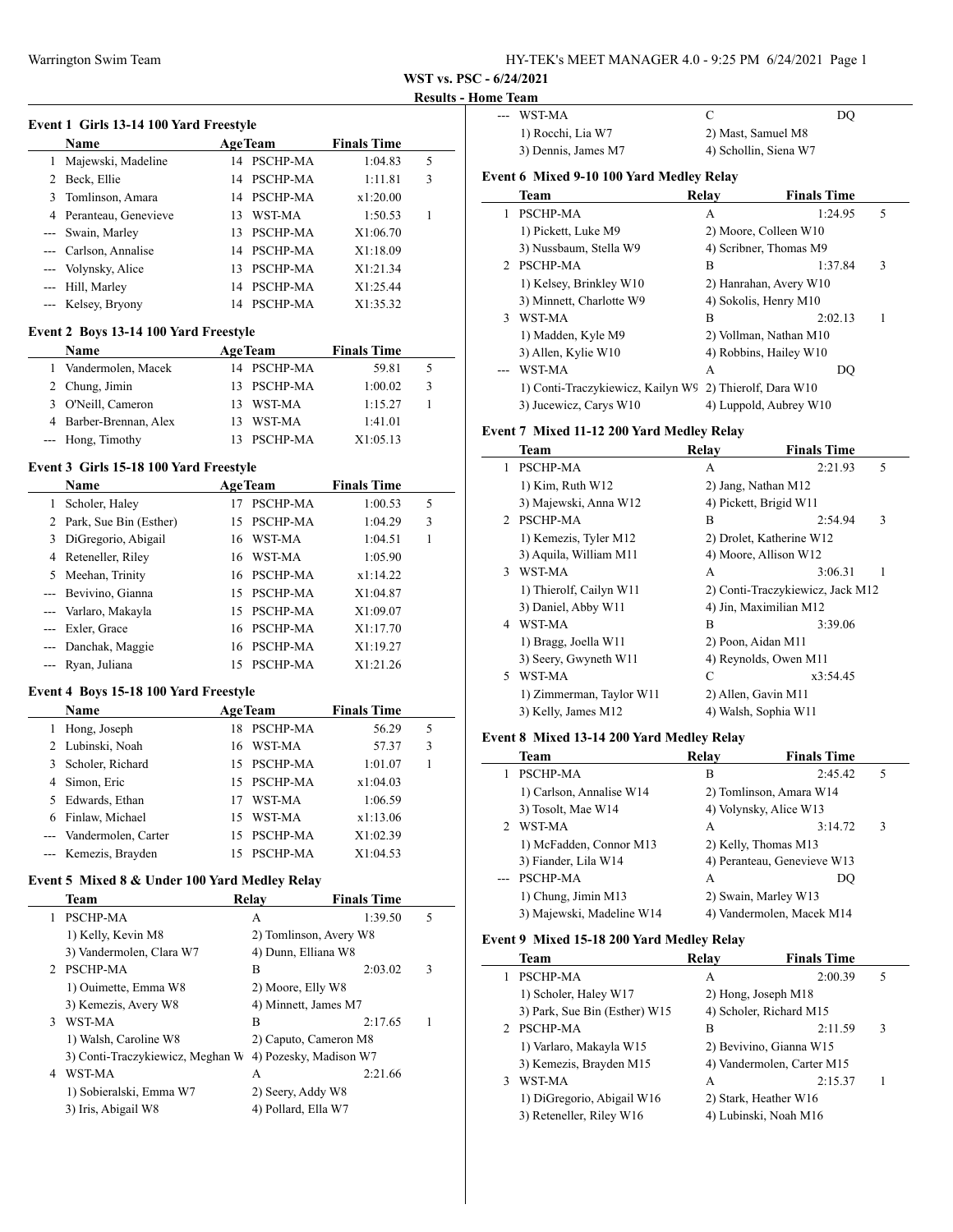**WST vs. PSC - 6/24/2021**

**Results - Home Team**

### Event 1 Girls 13-14 100 Yard Freestyle

| | Name | Age | Team | Finals Time | |
|---|---|---|---|---|---|
| 1 | Majewski, Madeline | 14 | PSCHP-MA | 1:04.83 | 5 |
| 2 | Beck, Ellie | 14 | PSCHP-MA | 1:11.81 | 3 |
| 3 | Tomlinson, Amara | 14 | PSCHP-MA | x1:20.00 | |
| 4 | Peranteau, Genevieve | 13 | WST-MA | 1:50.53 | 1 |
| --- | Swain, Marley | 13 | PSCHP-MA | X1:06.70 | |
| --- | Carlson, Annalise | 14 | PSCHP-MA | X1:18.09 | |
| --- | Volynsky, Alice | 13 | PSCHP-MA | X1:21.34 | |
| --- | Hill, Marley | 14 | PSCHP-MA | X1:25.44 | |
| --- | Kelsey, Bryony | 14 | PSCHP-MA | X1:35.32 | |

### Event 2 Boys 13-14 100 Yard Freestyle

| | Name | Age | Team | Finals Time | |
|---|---|---|---|---|---|
| 1 | Vandermolen, Macek | 14 | PSCHP-MA | 59.81 | 5 |
| 2 | Chung, Jimin | 13 | PSCHP-MA | 1:00.02 | 3 |
| 3 | O'Neill, Cameron | 13 | WST-MA | 1:15.27 | 1 |
| 4 | Barber-Brennan, Alex | 13 | WST-MA | 1:41.01 | |
| --- | Hong, Timothy | 13 | PSCHP-MA | X1:05.13 | |

### Event 3 Girls 15-18 100 Yard Freestyle

| | Name | Age | Team | Finals Time | |
|---|---|---|---|---|---|
| 1 | Scholer, Haley | 17 | PSCHP-MA | 1:00.53 | 5 |
| 2 | Park, Sue Bin (Esther) | 15 | PSCHP-MA | 1:04.29 | 3 |
| 3 | DiGregorio, Abigail | 16 | WST-MA | 1:04.51 | 1 |
| 4 | Reteneller, Riley | 16 | WST-MA | 1:05.90 | |
| 5 | Meehan, Trinity | 16 | PSCHP-MA | x1:14.22 | |
| --- | Bevivino, Gianna | 15 | PSCHP-MA | X1:04.87 | |
| --- | Varlaro, Makayla | 15 | PSCHP-MA | X1:09.07 | |
| --- | Exler, Grace | 16 | PSCHP-MA | X1:17.70 | |
| --- | Danchak, Maggie | 16 | PSCHP-MA | X1:19.27 | |
| --- | Ryan, Juliana | 15 | PSCHP-MA | X1:21.26 | |

### Event 4 Boys 15-18 100 Yard Freestyle

| | Name | Age | Team | Finals Time | |
|---|---|---|---|---|---|
| 1 | Hong, Joseph | 18 | PSCHP-MA | 56.29 | 5 |
| 2 | Lubinski, Noah | 16 | WST-MA | 57.37 | 3 |
| 3 | Scholer, Richard | 15 | PSCHP-MA | 1:01.07 | 1 |
| 4 | Simon, Eric | 15 | PSCHP-MA | x1:04.03 | |
| 5 | Edwards, Ethan | 17 | WST-MA | 1:06.59 | |
| 6 | Finlaw, Michael | 15 | WST-MA | x1:13.06 | |
| --- | Vandermolen, Carter | 15 | PSCHP-MA | X1:02.39 | |
| --- | Kemezis, Brayden | 15 | PSCHP-MA | X1:04.53 | |

### Event 5 Mixed 8 & Under 100 Yard Medley Relay

| | Team | Relay | Finals Time | |
|---|---|---|---|---|
| 1 | PSCHP-MA | A | 1:39.50 | 5 |
| | 1) Kelly, Kevin M8 | 2) Tomlinson, Avery W8 | | |
| | 3) Vandermolen, Clara W7 | 4) Dunn, Elliana W8 | | |
| 2 | PSCHP-MA | B | 2:03.02 | 3 |
| | 1) Ouimette, Emma W8 | 2) Moore, Elly W8 | | |
| | 3) Kemezis, Avery W8 | 4) Minnett, James M7 | | |
| 3 | WST-MA | B | 2:17.65 | 1 |
| | 1) Walsh, Caroline W8 | 2) Caputo, Cameron M8 | | |
| | 3) Conti-Traczykiewicz, Meghan W | 4) Pozesky, Madison W7 | | |
| 4 | WST-MA | A | 2:21.66 | |
| | 1) Sobieralski, Emma W7 | 2) Seery, Addy W8 | | |
| | 3) Iris, Abigail W8 | 4) Pollard, Ella W7 | | |
| --- | WST-MA | C | DQ | |
| | 1) Rocchi, Lia W7 | 2) Mast, Samuel M8 | | |
| | 3) Dennis, James M7 | 4) Schollin, Siena W7 | | |

### Event 6 Mixed 9-10 100 Yard Medley Relay

| | Team | Relay | Finals Time | |
|---|---|---|---|---|
| 1 | PSCHP-MA | A | 1:24.95 | 5 |
| | 1) Pickett, Luke M9 | 2) Moore, Colleen W10 | | |
| | 3) Nussbaum, Stella W9 | 4) Scribner, Thomas M9 | | |
| 2 | PSCHP-MA | B | 1:37.84 | 3 |
| | 1) Kelsey, Brinkley W10 | 2) Hanrahan, Avery W10 | | |
| | 3) Minnett, Charlotte W9 | 4) Sokolis, Henry M10 | | |
| 3 | WST-MA | B | 2:02.13 | 1 |
| | 1) Madden, Kyle M9 | 2) Vollman, Nathan M10 | | |
| | 3) Allen, Kylie W10 | 4) Robbins, Hailey W10 | | |
| --- | WST-MA | A | DQ | |
| | 1) Conti-Traczykiewicz, Kailyn W9 | 2) Thierolf, Dara W10 | | |
| | 3) Jucewicz, Carys W10 | 4) Luppold, Aubrey W10 | | |

### Event 7 Mixed 11-12 200 Yard Medley Relay

| | Team | Relay | Finals Time | |
|---|---|---|---|---|
| 1 | PSCHP-MA | A | 2:21.93 | 5 |
| | 1) Kim, Ruth W12 | 2) Jang, Nathan M12 | | |
| | 3) Majewski, Anna W12 | 4) Pickett, Brigid W11 | | |
| 2 | PSCHP-MA | B | 2:54.94 | 3 |
| | 1) Kemezis, Tyler M12 | 2) Drolet, Katherine W12 | | |
| | 3) Aquila, William M11 | 4) Moore, Allison W12 | | |
| 3 | WST-MA | A | 3:06.31 | 1 |
| | 1) Thierolf, Cailyn W11 | 2) Conti-Traczykiewicz, Jack M12 | | |
| | 3) Daniel, Abby W11 | 4) Jin, Maximilian M12 | | |
| 4 | WST-MA | B | 3:39.06 | |
| | 1) Bragg, Joella W11 | 2) Poon, Aidan M11 | | |
| | 3) Seery, Gwyneth W11 | 4) Reynolds, Owen M11 | | |
| 5 | WST-MA | C | x3:54.45 | |
| | 1) Zimmerman, Taylor W11 | 2) Allen, Gavin M11 | | |
| | 3) Kelly, James M12 | 4) Walsh, Sophia W11 | | |

### Event 8 Mixed 13-14 200 Yard Medley Relay

| | Team | Relay | Finals Time | |
|---|---|---|---|---|
| 1 | PSCHP-MA | B | 2:45.42 | 5 |
| | 1) Carlson, Annalise W14 | 2) Tomlinson, Amara W14 | | |
| | 3) Tosolt, Mae W14 | 4) Volynsky, Alice W13 | | |
| 2 | WST-MA | A | 3:14.72 | 3 |
| | 1) McFadden, Connor M13 | 2) Kelly, Thomas M13 | | |
| | 3) Fiander, Lila W14 | 4) Peranteau, Genevieve W13 | | |
| --- | PSCHP-MA | A | DQ | |
| | 1) Chung, Jimin M13 | 2) Swain, Marley W13 | | |
| | 3) Majewski, Madeline W14 | 4) Vandermolen, Macek M14 | | |

### Event 9 Mixed 15-18 200 Yard Medley Relay

| | Team | Relay | Finals Time | |
|---|---|---|---|---|
| 1 | PSCHP-MA | A | 2:00.39 | 5 |
| | 1) Scholer, Haley W17 | 2) Hong, Joseph M18 | | |
| | 3) Park, Sue Bin (Esther) W15 | 4) Scholer, Richard M15 | | |
| 2 | PSCHP-MA | B | 2:11.59 | 3 |
| | 1) Varlaro, Makayla W15 | 2) Bevivino, Gianna W15 | | |
| | 3) Kemezis, Brayden M15 | 4) Vandermolen, Carter M15 | | |
| 3 | WST-MA | A | 2:15.37 | 1 |
| | 1) DiGregorio, Abigail W16 | 2) Stark, Heather W16 | | |
| | 3) Reteneller, Riley W16 | 4) Lubinski, Noah M16 | | |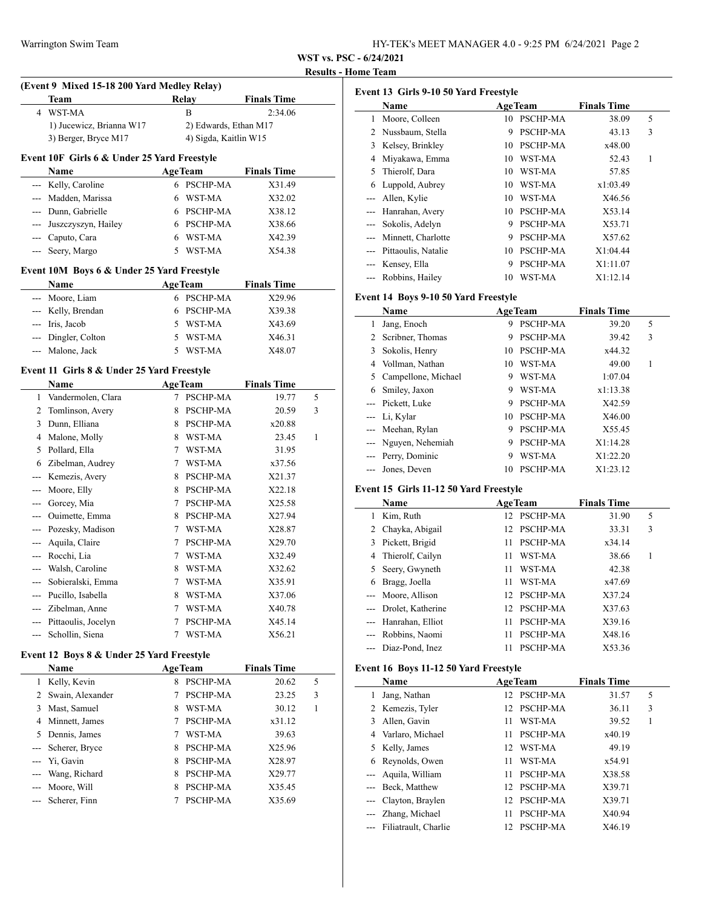**WST vs. PSC - 6/24/2021**

**Results - Home Team**

### (Event 9 Mixed 15-18 200 Yard Medley Relay)

| | Team | Relay | Finals Time |
|---|---|---|---|
| 4 | WST-MA | B | 2:34.06 |
| | 1) Jucewicz, Brianna W17 | 2) Edwards, Ethan M17 | |
| | 3) Berger, Bryce M17 | 4) Sigda, Kaitlin W15 | |

### Event 10F Girls 6 & Under 25 Yard Freestyle

| | Name | Age | Team | Finals Time | |
|---|---|---|---|---|---|
| --- | Kelly, Caroline | 6 | PSCHP-MA | X31.49 | |
| --- | Madden, Marissa | 6 | WST-MA | X32.02 | |
| --- | Dunn, Gabrielle | 6 | PSCHP-MA | X38.12 | |
| --- | Juszczyszyn, Hailey | 6 | PSCHP-MA | X38.66 | |
| --- | Caputo, Cara | 6 | WST-MA | X42.39 | |
| --- | Seery, Margo | 5 | WST-MA | X54.38 | |

### Event 10M Boys 6 & Under 25 Yard Freestyle

| | Name | Age | Team | Finals Time | |
|---|---|---|---|---|---|
| --- | Moore, Liam | 6 | PSCHP-MA | X29.96 | |
| --- | Kelly, Brendan | 6 | PSCHP-MA | X39.38 | |
| --- | Iris, Jacob | 5 | WST-MA | X43.69 | |
| --- | Dingler, Colton | 5 | WST-MA | X46.31 | |
| --- | Malone, Jack | 5 | WST-MA | X48.07 | |

### Event 11 Girls 8 & Under 25 Yard Freestyle

| | Name | Age | Team | Finals Time | |
|---|---|---|---|---|---|
| 1 | Vandermolen, Clara | 7 | PSCHP-MA | 19.77 | 5 |
| 2 | Tomlinson, Avery | 8 | PSCHP-MA | 20.59 | 3 |
| 3 | Dunn, Elliana | 8 | PSCHP-MA | x20.88 | |
| 4 | Malone, Molly | 8 | WST-MA | 23.45 | 1 |
| 5 | Pollard, Ella | 7 | WST-MA | 31.95 | |
| 6 | Zibelman, Audrey | 7 | WST-MA | x37.56 | |
| --- | Kemezis, Avery | 8 | PSCHP-MA | X21.37 | |
| --- | Moore, Elly | 8 | PSCHP-MA | X22.18 | |
| --- | Gorcey, Mia | 7 | PSCHP-MA | X25.58 | |
| --- | Ouimette, Emma | 8 | PSCHP-MA | X27.94 | |
| --- | Pozesky, Madison | 7 | WST-MA | X28.87 | |
| --- | Aquila, Claire | 7 | PSCHP-MA | X29.70 | |
| --- | Rocchi, Lia | 7 | WST-MA | X32.49 | |
| --- | Walsh, Caroline | 8 | WST-MA | X32.62 | |
| --- | Sobieralski, Emma | 7 | WST-MA | X35.91 | |
| --- | Pucillo, Isabella | 8 | WST-MA | X37.06 | |
| --- | Zibelman, Anne | 7 | WST-MA | X40.78 | |
| --- | Pittaoulis, Jocelyn | 7 | PSCHP-MA | X45.14 | |
| --- | Schollin, Siena | 7 | WST-MA | X56.21 | |

### Event 12 Boys 8 & Under 25 Yard Freestyle

| | Name | Age | Team | Finals Time | |
|---|---|---|---|---|---|
| 1 | Kelly, Kevin | 8 | PSCHP-MA | 20.62 | 5 |
| 2 | Swain, Alexander | 7 | PSCHP-MA | 23.25 | 3 |
| 3 | Mast, Samuel | 8 | WST-MA | 30.12 | 1 |
| 4 | Minnett, James | 7 | PSCHP-MA | x31.12 | |
| 5 | Dennis, James | 7 | WST-MA | 39.63 | |
| --- | Scherer, Bryce | 8 | PSCHP-MA | X25.96 | |
| --- | Yi, Gavin | 8 | PSCHP-MA | X28.97 | |
| --- | Wang, Richard | 8 | PSCHP-MA | X29.77 | |
| --- | Moore, Will | 8 | PSCHP-MA | X35.45 | |
| --- | Scherer, Finn | 7 | PSCHP-MA | X35.69 | |

### Event 13 Girls 9-10 50 Yard Freestyle

| | Name | Age | Team | Finals Time | |
|---|---|---|---|---|---|
| 1 | Moore, Colleen | 10 | PSCHP-MA | 38.09 | 5 |
| 2 | Nussbaum, Stella | 9 | PSCHP-MA | 43.13 | 3 |
| 3 | Kelsey, Brinkley | 10 | PSCHP-MA | x48.00 | |
| 4 | Miyakawa, Emma | 10 | WST-MA | 52.43 | 1 |
| 5 | Thierolf, Dara | 10 | WST-MA | 57.85 | |
| 6 | Luppold, Aubrey | 10 | WST-MA | x1:03.49 | |
| --- | Allen, Kylie | 10 | WST-MA | X46.56 | |
| --- | Hanrahan, Avery | 10 | PSCHP-MA | X53.14 | |
| --- | Sokolis, Adelyn | 9 | PSCHP-MA | X53.71 | |
| --- | Minnett, Charlotte | 9 | PSCHP-MA | X57.62 | |
| --- | Pittaoulis, Natalie | 10 | PSCHP-MA | X1:04.44 | |
| --- | Kensey, Ella | 9 | PSCHP-MA | X1:11.07 | |
| --- | Robbins, Hailey | 10 | WST-MA | X1:12.14 | |

### Event 14 Boys 9-10 50 Yard Freestyle

| | Name | Age | Team | Finals Time | |
|---|---|---|---|---|---|
| 1 | Jang, Enoch | 9 | PSCHP-MA | 39.20 | 5 |
| 2 | Scribner, Thomas | 9 | PSCHP-MA | 39.42 | 3 |
| 3 | Sokolis, Henry | 10 | PSCHP-MA | x44.32 | |
| 4 | Vollman, Nathan | 10 | WST-MA | 49.00 | 1 |
| 5 | Campellone, Michael | 9 | WST-MA | 1:07.04 | |
| 6 | Smiley, Jaxon | 9 | WST-MA | x1:13.38 | |
| --- | Pickett, Luke | 9 | PSCHP-MA | X42.59 | |
| --- | Li, Kylar | 10 | PSCHP-MA | X46.00 | |
| --- | Meehan, Rylan | 9 | PSCHP-MA | X55.45 | |
| --- | Nguyen, Nehemiah | 9 | PSCHP-MA | X1:14.28 | |
| --- | Perry, Dominic | 9 | WST-MA | X1:22.20 | |
| --- | Jones, Deven | 10 | PSCHP-MA | X1:23.12 | |

### Event 15 Girls 11-12 50 Yard Freestyle

| | Name | Age | Team | Finals Time | |
|---|---|---|---|---|---|
| 1 | Kim, Ruth | 12 | PSCHP-MA | 31.90 | 5 |
| 2 | Chayka, Abigail | 12 | PSCHP-MA | 33.31 | 3 |
| 3 | Pickett, Brigid | 11 | PSCHP-MA | x34.14 | |
| 4 | Thierolf, Cailyn | 11 | WST-MA | 38.66 | 1 |
| 5 | Seery, Gwyneth | 11 | WST-MA | 42.38 | |
| 6 | Bragg, Joella | 11 | WST-MA | x47.69 | |
| --- | Moore, Allison | 12 | PSCHP-MA | X37.24 | |
| --- | Drolet, Katherine | 12 | PSCHP-MA | X37.63 | |
| --- | Hanrahan, Elliot | 11 | PSCHP-MA | X39.16 | |
| --- | Robbins, Naomi | 11 | PSCHP-MA | X48.16 | |
| --- | Diaz-Pond, Inez | 11 | PSCHP-MA | X53.36 | |

### Event 16 Boys 11-12 50 Yard Freestyle

| | Name | Age | Team | Finals Time | |
|---|---|---|---|---|---|
| 1 | Jang, Nathan | 12 | PSCHP-MA | 31.57 | 5 |
| 2 | Kemezis, Tyler | 12 | PSCHP-MA | 36.11 | 3 |
| 3 | Allen, Gavin | 11 | WST-MA | 39.52 | 1 |
| 4 | Varlaro, Michael | 11 | PSCHP-MA | x40.19 | |
| 5 | Kelly, James | 12 | WST-MA | 49.19 | |
| 6 | Reynolds, Owen | 11 | WST-MA | x54.91 | |
| --- | Aquila, William | 11 | PSCHP-MA | X38.58 | |
| --- | Beck, Matthew | 12 | PSCHP-MA | X39.71 | |
| --- | Clayton, Braylen | 12 | PSCHP-MA | X39.71 | |
| --- | Zhang, Michael | 11 | PSCHP-MA | X40.94 | |
| --- | Filiatrault, Charlie | 12 | PSCHP-MA | X46.19 | |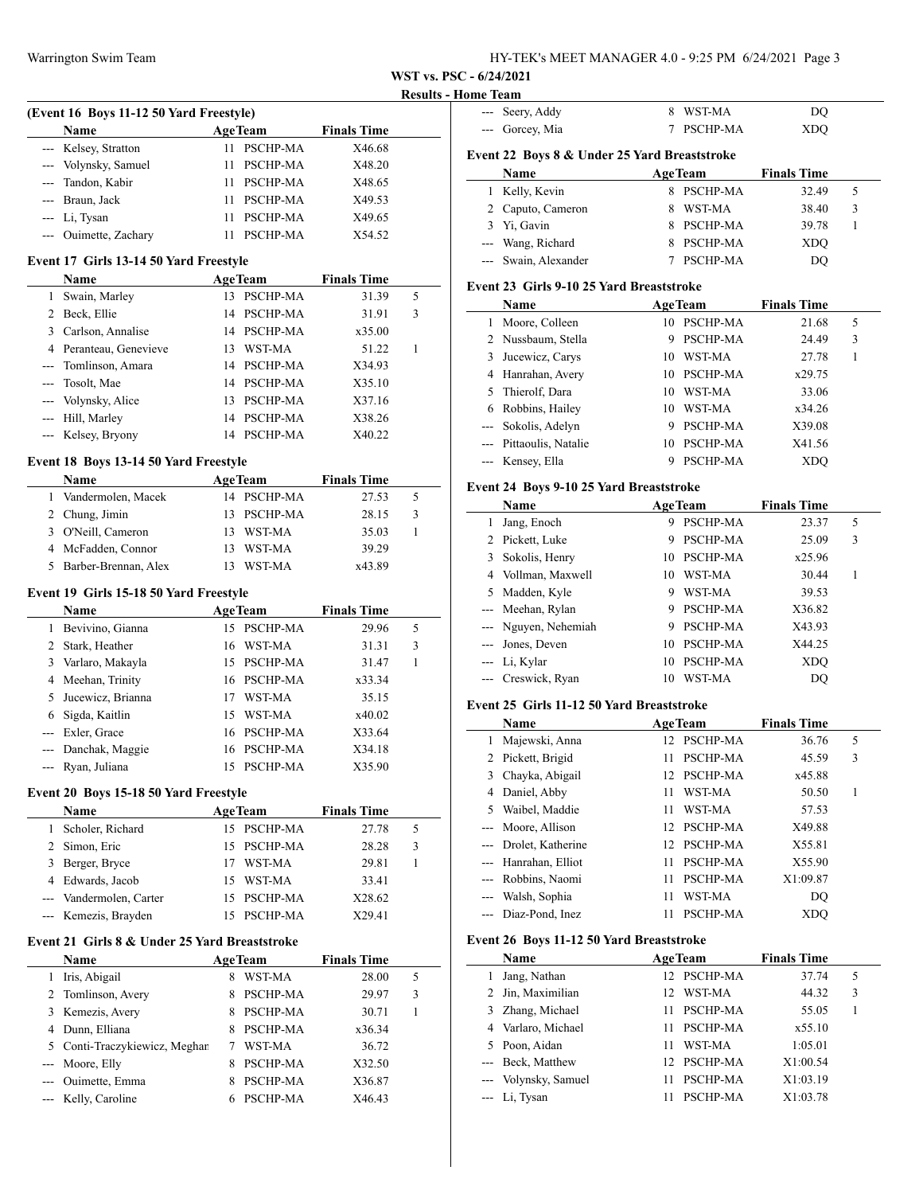**WST vs. PSC - 6/24/2021**

**Results - Home Team**

### (Event 16 Boys 11-12 50 Yard Freestyle)

| | Name | Age | Team | Finals Time | |
|---|---|---|---|---|---|
| --- | Kelsey, Stratton | 11 | PSCHP-MA | X46.68 | |
| --- | Volynsky, Samuel | 11 | PSCHP-MA | X48.20 | |
| --- | Tandon, Kabir | 11 | PSCHP-MA | X48.65 | |
| --- | Braun, Jack | 11 | PSCHP-MA | X49.53 | |
| --- | Li, Tysan | 11 | PSCHP-MA | X49.65 | |
| --- | Ouimette, Zachary | 11 | PSCHP-MA | X54.52 | |

### Event 17 Girls 13-14 50 Yard Freestyle

| | Name | Age | Team | Finals Time | |
|---|---|---|---|---|---|
| 1 | Swain, Marley | 13 | PSCHP-MA | 31.39 | 5 |
| 2 | Beck, Ellie | 14 | PSCHP-MA | 31.91 | 3 |
| 3 | Carlson, Annalise | 14 | PSCHP-MA | x35.00 | |
| 4 | Peranteau, Genevieve | 13 | WST-MA | 51.22 | 1 |
| --- | Tomlinson, Amara | 14 | PSCHP-MA | X34.93 | |
| --- | Tosolt, Mae | 14 | PSCHP-MA | X35.10 | |
| --- | Volynsky, Alice | 13 | PSCHP-MA | X37.16 | |
| --- | Hill, Marley | 14 | PSCHP-MA | X38.26 | |
| --- | Kelsey, Bryony | 14 | PSCHP-MA | X40.22 | |

### Event 18 Boys 13-14 50 Yard Freestyle

| | Name | Age | Team | Finals Time | |
|---|---|---|---|---|---|
| 1 | Vandermolen, Macek | 14 | PSCHP-MA | 27.53 | 5 |
| 2 | Chung, Jimin | 13 | PSCHP-MA | 28.15 | 3 |
| 3 | O'Neill, Cameron | 13 | WST-MA | 35.03 | 1 |
| 4 | McFadden, Connor | 13 | WST-MA | 39.29 | |
| 5 | Barber-Brennan, Alex | 13 | WST-MA | x43.89 | |

### Event 19 Girls 15-18 50 Yard Freestyle

| | Name | Age | Team | Finals Time | |
|---|---|---|---|---|---|
| 1 | Bevivino, Gianna | 15 | PSCHP-MA | 29.96 | 5 |
| 2 | Stark, Heather | 16 | WST-MA | 31.31 | 3 |
| 3 | Varlaro, Makayla | 15 | PSCHP-MA | 31.47 | 1 |
| 4 | Meehan, Trinity | 16 | PSCHP-MA | x33.34 | |
| 5 | Jucewicz, Brianna | 17 | WST-MA | 35.15 | |
| 6 | Sigda, Kaitlin | 15 | WST-MA | x40.02 | |
| --- | Exler, Grace | 16 | PSCHP-MA | X33.64 | |
| --- | Danchak, Maggie | 16 | PSCHP-MA | X34.18 | |
| --- | Ryan, Juliana | 15 | PSCHP-MA | X35.90 | |

### Event 20 Boys 15-18 50 Yard Freestyle

| | Name | Age | Team | Finals Time | |
|---|---|---|---|---|---|
| 1 | Scholer, Richard | 15 | PSCHP-MA | 27.78 | 5 |
| 2 | Simon, Eric | 15 | PSCHP-MA | 28.28 | 3 |
| 3 | Berger, Bryce | 17 | WST-MA | 29.81 | 1 |
| 4 | Edwards, Jacob | 15 | WST-MA | 33.41 | |
| --- | Vandermolen, Carter | 15 | PSCHP-MA | X28.62 | |
| --- | Kemezis, Brayden | 15 | PSCHP-MA | X29.41 | |

### Event 21 Girls 8 & Under 25 Yard Breaststroke

| | Name | Age | Team | Finals Time | |
|---|---|---|---|---|---|
| 1 | Iris, Abigail | 8 | WST-MA | 28.00 | 5 |
| 2 | Tomlinson, Avery | 8 | PSCHP-MA | 29.97 | 3 |
| 3 | Kemezis, Avery | 8 | PSCHP-MA | 30.71 | 1 |
| 4 | Dunn, Elliana | 8 | PSCHP-MA | x36.34 | |
| 5 | Conti-Traczykiewicz, Meghan | 7 | WST-MA | 36.72 | |
| --- | Moore, Elly | 8 | PSCHP-MA | X32.50 | |
| --- | Ouimette, Emma | 8 | PSCHP-MA | X36.87 | |
| --- | Kelly, Caroline | 6 | PSCHP-MA | X46.43 | |
| --- | Seery, Addy | 8 | WST-MA | DQ | |
| --- | Gorcey, Mia | 7 | PSCHP-MA | XDQ | |

### Event 22 Boys 8 & Under 25 Yard Breaststroke

| | Name | Age | Team | Finals Time | |
|---|---|---|---|---|---|
| 1 | Kelly, Kevin | 8 | PSCHP-MA | 32.49 | 5 |
| 2 | Caputo, Cameron | 8 | WST-MA | 38.40 | 3 |
| 3 | Yi, Gavin | 8 | PSCHP-MA | 39.78 | 1 |
| --- | Wang, Richard | 8 | PSCHP-MA | XDQ | |
| --- | Swain, Alexander | 7 | PSCHP-MA | DQ | |

### Event 23 Girls 9-10 25 Yard Breaststroke

| | Name | Age | Team | Finals Time | |
|---|---|---|---|---|---|
| 1 | Moore, Colleen | 10 | PSCHP-MA | 21.68 | 5 |
| 2 | Nussbaum, Stella | 9 | PSCHP-MA | 24.49 | 3 |
| 3 | Jucewicz, Carys | 10 | WST-MA | 27.78 | 1 |
| 4 | Hanrahan, Avery | 10 | PSCHP-MA | x29.75 | |
| 5 | Thierolf, Dara | 10 | WST-MA | 33.06 | |
| 6 | Robbins, Hailey | 10 | WST-MA | x34.26 | |
| --- | Sokolis, Adelyn | 9 | PSCHP-MA | X39.08 | |
| --- | Pittaoulis, Natalie | 10 | PSCHP-MA | X41.56 | |
| --- | Kensey, Ella | 9 | PSCHP-MA | XDQ | |

### Event 24 Boys 9-10 25 Yard Breaststroke

| | Name | Age | Team | Finals Time | |
|---|---|---|---|---|---|
| 1 | Jang, Enoch | 9 | PSCHP-MA | 23.37 | 5 |
| 2 | Pickett, Luke | 9 | PSCHP-MA | 25.09 | 3 |
| 3 | Sokolis, Henry | 10 | PSCHP-MA | x25.96 | |
| 4 | Vollman, Maxwell | 10 | WST-MA | 30.44 | 1 |
| 5 | Madden, Kyle | 9 | WST-MA | 39.53 | |
| --- | Meehan, Rylan | 9 | PSCHP-MA | X36.82 | |
| --- | Nguyen, Nehemiah | 9 | PSCHP-MA | X43.93 | |
| --- | Jones, Deven | 10 | PSCHP-MA | X44.25 | |
| --- | Li, Kylar | 10 | PSCHP-MA | XDQ | |
| --- | Creswick, Ryan | 10 | WST-MA | DQ | |

### Event 25 Girls 11-12 50 Yard Breaststroke

| | Name | Age | Team | Finals Time | |
|---|---|---|---|---|---|
| 1 | Majewski, Anna | 12 | PSCHP-MA | 36.76 | 5 |
| 2 | Pickett, Brigid | 11 | PSCHP-MA | 45.59 | 3 |
| 3 | Chayka, Abigail | 12 | PSCHP-MA | x45.88 | |
| 4 | Daniel, Abby | 11 | WST-MA | 50.50 | 1 |
| 5 | Waibel, Maddie | 11 | WST-MA | 57.53 | |
| --- | Moore, Allison | 12 | PSCHP-MA | X49.88 | |
| --- | Drolet, Katherine | 12 | PSCHP-MA | X55.81 | |
| --- | Hanrahan, Elliot | 11 | PSCHP-MA | X55.90 | |
| --- | Robbins, Naomi | 11 | PSCHP-MA | X1:09.87 | |
| --- | Walsh, Sophia | 11 | WST-MA | DQ | |
| --- | Diaz-Pond, Inez | 11 | PSCHP-MA | XDQ | |

### Event 26 Boys 11-12 50 Yard Breaststroke

| | Name | Age | Team | Finals Time | |
|---|---|---|---|---|---|
| 1 | Jang, Nathan | 12 | PSCHP-MA | 37.74 | 5 |
| 2 | Jin, Maximilian | 12 | WST-MA | 44.32 | 3 |
| 3 | Zhang, Michael | 11 | PSCHP-MA | 55.05 | 1 |
| 4 | Varlaro, Michael | 11 | PSCHP-MA | x55.10 | |
| 5 | Poon, Aidan | 11 | WST-MA | 1:05.01 | |
| --- | Beck, Matthew | 12 | PSCHP-MA | X1:00.54 | |
| --- | Volynsky, Samuel | 11 | PSCHP-MA | X1:03.19 | |
| --- | Li, Tysan | 11 | PSCHP-MA | X1:03.78 | |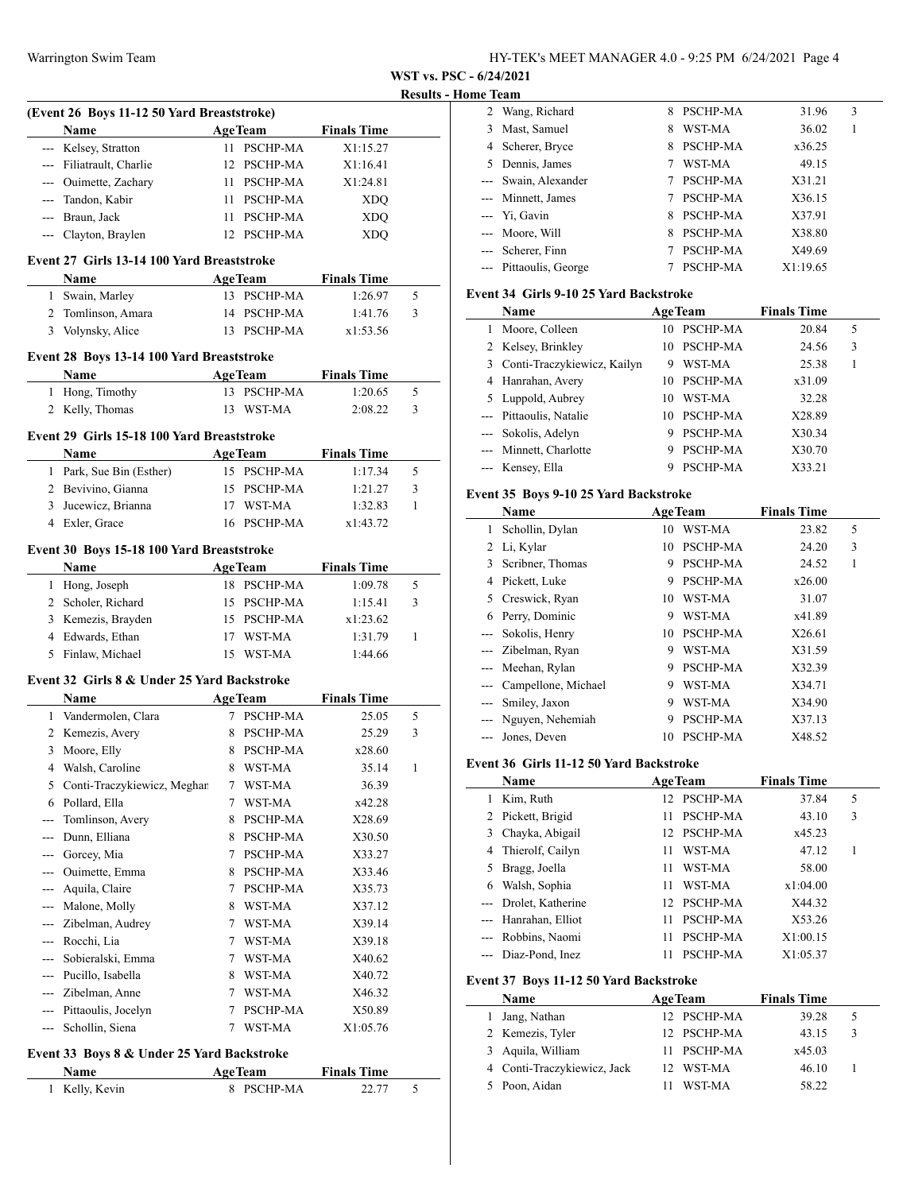**WST vs. PSC - 6/24/2021**

**Results - Home Team**

### (Event 26 Boys 11-12 50 Yard Breaststroke)

| | Name | Age | Team | Finals Time | |
|---|---|---|---|---|---|
| --- | Kelsey, Stratton | 11 | PSCHP-MA | X1:15.27 | |
| --- | Filiatrault, Charlie | 12 | PSCHP-MA | X1:16.41 | |
| --- | Ouimette, Zachary | 11 | PSCHP-MA | X1:24.81 | |
| --- | Tandon, Kabir | 11 | PSCHP-MA | XDQ | |
| --- | Braun, Jack | 11 | PSCHP-MA | XDQ | |
| --- | Clayton, Braylen | 12 | PSCHP-MA | XDQ | |

### Event 27 Girls 13-14 100 Yard Breaststroke

| | Name | Age | Team | Finals Time | |
|---|---|---|---|---|---|
| 1 | Swain, Marley | 13 | PSCHP-MA | 1:26.97 | 5 |
| 2 | Tomlinson, Amara | 14 | PSCHP-MA | 1:41.76 | 3 |
| 3 | Volynsky, Alice | 13 | PSCHP-MA | x1:53.56 | |

### Event 28 Boys 13-14 100 Yard Breaststroke

| | Name | Age | Team | Finals Time | |
|---|---|---|---|---|---|
| 1 | Hong, Timothy | 13 | PSCHP-MA | 1:20.65 | 5 |
| 2 | Kelly, Thomas | 13 | WST-MA | 2:08.22 | 3 |

### Event 29 Girls 15-18 100 Yard Breaststroke

| | Name | Age | Team | Finals Time | |
|---|---|---|---|---|---|
| 1 | Park, Sue Bin (Esther) | 15 | PSCHP-MA | 1:17.34 | 5 |
| 2 | Bevivino, Gianna | 15 | PSCHP-MA | 1:21.27 | 3 |
| 3 | Jucewicz, Brianna | 17 | WST-MA | 1:32.83 | 1 |
| 4 | Exler, Grace | 16 | PSCHP-MA | x1:43.72 | |

### Event 30 Boys 15-18 100 Yard Breaststroke

| | Name | Age | Team | Finals Time | |
|---|---|---|---|---|---|
| 1 | Hong, Joseph | 18 | PSCHP-MA | 1:09.78 | 5 |
| 2 | Scholer, Richard | 15 | PSCHP-MA | 1:15.41 | 3 |
| 3 | Kemezis, Brayden | 15 | PSCHP-MA | x1:23.62 | |
| 4 | Edwards, Ethan | 17 | WST-MA | 1:31.79 | 1 |
| 5 | Finlaw, Michael | 15 | WST-MA | 1:44.66 | |

### Event 32 Girls 8 & Under 25 Yard Backstroke

| | Name | Age | Team | Finals Time | |
|---|---|---|---|---|---|
| 1 | Vandermolen, Clara | 7 | PSCHP-MA | 25.05 | 5 |
| 2 | Kemezis, Avery | 8 | PSCHP-MA | 25.29 | 3 |
| 3 | Moore, Elly | 8 | PSCHP-MA | x28.60 | |
| 4 | Walsh, Caroline | 8 | WST-MA | 35.14 | 1 |
| 5 | Conti-Traczykiewicz, Meghan | 7 | WST-MA | 36.39 | |
| 6 | Pollard, Ella | 7 | WST-MA | x42.28 | |
| --- | Tomlinson, Avery | 8 | PSCHP-MA | X28.69 | |
| --- | Dunn, Elliana | 8 | PSCHP-MA | X30.50 | |
| --- | Gorcey, Mia | 7 | PSCHP-MA | X33.27 | |
| --- | Ouimette, Emma | 8 | PSCHP-MA | X33.46 | |
| --- | Aquila, Claire | 7 | PSCHP-MA | X35.73 | |
| --- | Malone, Molly | 8 | WST-MA | X37.12 | |
| --- | Zibelman, Audrey | 7 | WST-MA | X39.14 | |
| --- | Rocchi, Lia | 7 | WST-MA | X39.18 | |
| --- | Sobieralski, Emma | 7 | WST-MA | X40.62 | |
| --- | Pucillo, Isabella | 8 | WST-MA | X40.72 | |
| --- | Zibelman, Anne | 7 | WST-MA | X46.32 | |
| --- | Pittaoulis, Jocelyn | 7 | PSCHP-MA | X50.89 | |
| --- | Schollin, Siena | 7 | WST-MA | X1:05.76 | |

### Event 33 Boys 8 & Under 25 Yard Backstroke

| | Name | Age | Team | Finals Time | |
|---|---|---|---|---|---|
| 1 | Kelly, Kevin | 8 | PSCHP-MA | 22.77 | 5 |
| 2 | Wang, Richard | 8 | PSCHP-MA | 31.96 | 3 |
| 3 | Mast, Samuel | 8 | WST-MA | 36.02 | 1 |
| 4 | Scherer, Bryce | 8 | PSCHP-MA | x36.25 | |
| 5 | Dennis, James | 7 | WST-MA | 49.15 | |
| --- | Swain, Alexander | 7 | PSCHP-MA | X31.21 | |
| --- | Minnett, James | 7 | PSCHP-MA | X36.15 | |
| --- | Yi, Gavin | 8 | PSCHP-MA | X37.91 | |
| --- | Moore, Will | 8 | PSCHP-MA | X38.80 | |
| --- | Scherer, Finn | 7 | PSCHP-MA | X49.69 | |
| --- | Pittaoulis, George | 7 | PSCHP-MA | X1:19.65 | |

### Event 34 Girls 9-10 25 Yard Backstroke

| | Name | Age | Team | Finals Time | |
|---|---|---|---|---|---|
| 1 | Moore, Colleen | 10 | PSCHP-MA | 20.84 | 5 |
| 2 | Kelsey, Brinkley | 10 | PSCHP-MA | 24.56 | 3 |
| 3 | Conti-Traczykiewicz, Kailyn | 9 | WST-MA | 25.38 | 1 |
| 4 | Hanrahan, Avery | 10 | PSCHP-MA | x31.09 | |
| 5 | Luppold, Aubrey | 10 | WST-MA | 32.28 | |
| --- | Pittaoulis, Natalie | 10 | PSCHP-MA | X28.89 | |
| --- | Sokolis, Adelyn | 9 | PSCHP-MA | X30.34 | |
| --- | Minnett, Charlotte | 9 | PSCHP-MA | X30.70 | |
| --- | Kensey, Ella | 9 | PSCHP-MA | X33.21 | |

### Event 35 Boys 9-10 25 Yard Backstroke

| | Name | Age | Team | Finals Time | |
|---|---|---|---|---|---|
| 1 | Schollin, Dylan | 10 | WST-MA | 23.82 | 5 |
| 2 | Li, Kylar | 10 | PSCHP-MA | 24.20 | 3 |
| 3 | Scribner, Thomas | 9 | PSCHP-MA | 24.52 | 1 |
| 4 | Pickett, Luke | 9 | PSCHP-MA | x26.00 | |
| 5 | Creswick, Ryan | 10 | WST-MA | 31.07 | |
| 6 | Perry, Dominic | 9 | WST-MA | x41.89 | |
| --- | Sokolis, Henry | 10 | PSCHP-MA | X26.61 | |
| --- | Zibelman, Ryan | 9 | WST-MA | X31.59 | |
| --- | Meehan, Rylan | 9 | PSCHP-MA | X32.39 | |
| --- | Campellone, Michael | 9 | WST-MA | X34.71 | |
| --- | Smiley, Jaxon | 9 | WST-MA | X34.90 | |
| --- | Nguyen, Nehemiah | 9 | PSCHP-MA | X37.13 | |
| --- | Jones, Deven | 10 | PSCHP-MA | X48.52 | |

### Event 36 Girls 11-12 50 Yard Backstroke

| | Name | Age | Team | Finals Time | |
|---|---|---|---|---|---|
| 1 | Kim, Ruth | 12 | PSCHP-MA | 37.84 | 5 |
| 2 | Pickett, Brigid | 11 | PSCHP-MA | 43.10 | 3 |
| 3 | Chayka, Abigail | 12 | PSCHP-MA | x45.23 | |
| 4 | Thierolf, Cailyn | 11 | WST-MA | 47.12 | 1 |
| 5 | Bragg, Joella | 11 | WST-MA | 58.00 | |
| 6 | Walsh, Sophia | 11 | WST-MA | x1:04.00 | |
| --- | Drolet, Katherine | 12 | PSCHP-MA | X44.32 | |
| --- | Hanrahan, Elliot | 11 | PSCHP-MA | X53.26 | |
| --- | Robbins, Naomi | 11 | PSCHP-MA | X1:00.15 | |
| --- | Diaz-Pond, Inez | 11 | PSCHP-MA | X1:05.37 | |

### Event 37 Boys 11-12 50 Yard Backstroke

| | Name | Age | Team | Finals Time | |
|---|---|---|---|---|---|
| 1 | Jang, Nathan | 12 | PSCHP-MA | 39.28 | 5 |
| 2 | Kemezis, Tyler | 12 | PSCHP-MA | 43.15 | 3 |
| 3 | Aquila, William | 11 | PSCHP-MA | x45.03 | |
| 4 | Conti-Traczykiewicz, Jack | 12 | WST-MA | 46.10 | 1 |
| 5 | Poon, Aidan | 11 | WST-MA | 58.22 | |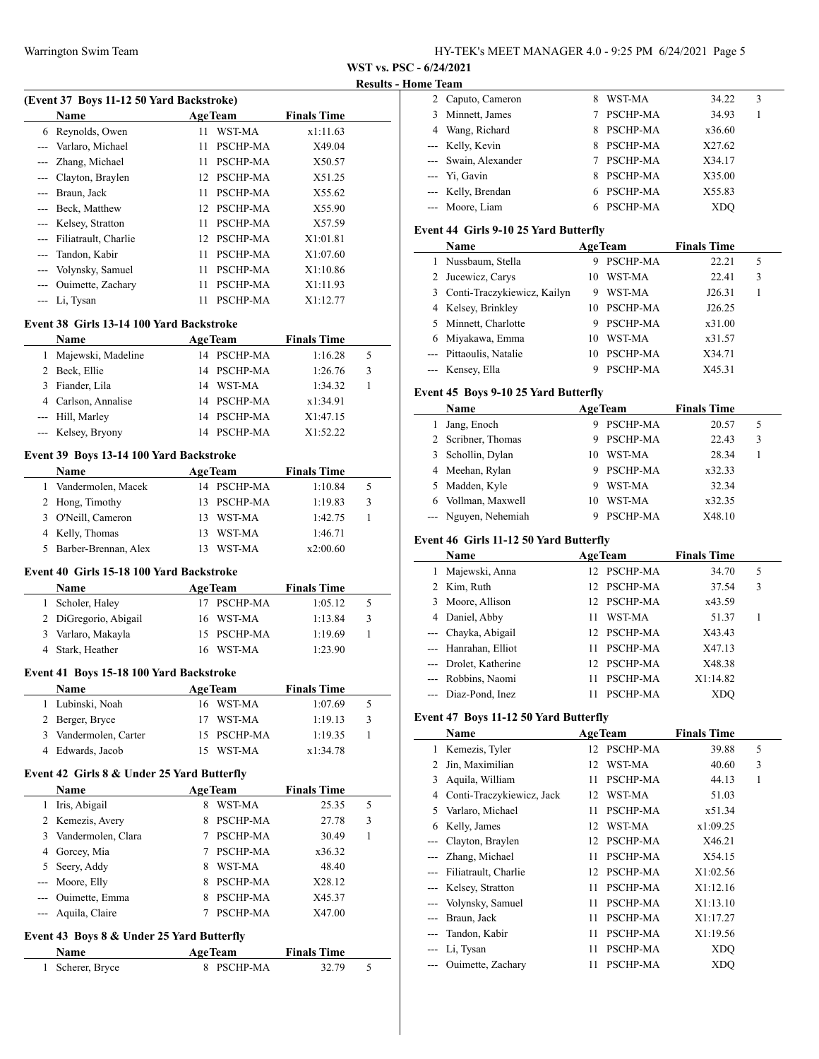**WST vs. PSC - 6/24/2021**

**Results - Home Team**

### (Event 37 Boys 11-12 50 Yard Backstroke)

| | Name | Age | Team | Finals Time | |
|---|---|---|---|---|---|
| 6 | Reynolds, Owen | 11 | WST-MA | x1:11.63 | |
| --- | Varlaro, Michael | 11 | PSCHP-MA | X49.04 | |
| --- | Zhang, Michael | 11 | PSCHP-MA | X50.57 | |
| --- | Clayton, Braylen | 12 | PSCHP-MA | X51.25 | |
| --- | Braun, Jack | 11 | PSCHP-MA | X55.62 | |
| --- | Beck, Matthew | 12 | PSCHP-MA | X55.90 | |
| --- | Kelsey, Stratton | 11 | PSCHP-MA | X57.59 | |
| --- | Filiatrault, Charlie | 12 | PSCHP-MA | X1:01.81 | |
| --- | Tandon, Kabir | 11 | PSCHP-MA | X1:07.60 | |
| --- | Volynsky, Samuel | 11 | PSCHP-MA | X1:10.86 | |
| --- | Ouimette, Zachary | 11 | PSCHP-MA | X1:11.93 | |
| --- | Li, Tysan | 11 | PSCHP-MA | X1:12.77 | |

### Event 38 Girls 13-14 100 Yard Backstroke

| | Name | Age | Team | Finals Time | |
|---|---|---|---|---|---|
| 1 | Majewski, Madeline | 14 | PSCHP-MA | 1:16.28 | 5 |
| 2 | Beck, Ellie | 14 | PSCHP-MA | 1:26.76 | 3 |
| 3 | Fiander, Lila | 14 | WST-MA | 1:34.32 | 1 |
| 4 | Carlson, Annalise | 14 | PSCHP-MA | x1:34.91 | |
| --- | Hill, Marley | 14 | PSCHP-MA | X1:47.15 | |
| --- | Kelsey, Bryony | 14 | PSCHP-MA | X1:52.22 | |

### Event 39 Boys 13-14 100 Yard Backstroke

| | Name | Age | Team | Finals Time | |
|---|---|---|---|---|---|
| 1 | Vandermolen, Macek | 14 | PSCHP-MA | 1:10.84 | 5 |
| 2 | Hong, Timothy | 13 | PSCHP-MA | 1:19.83 | 3 |
| 3 | O'Neill, Cameron | 13 | WST-MA | 1:42.75 | 1 |
| 4 | Kelly, Thomas | 13 | WST-MA | 1:46.71 | |
| 5 | Barber-Brennan, Alex | 13 | WST-MA | x2:00.60 | |

### Event 40 Girls 15-18 100 Yard Backstroke

| | Name | Age | Team | Finals Time | |
|---|---|---|---|---|---|
| 1 | Scholer, Haley | 17 | PSCHP-MA | 1:05.12 | 5 |
| 2 | DiGregorio, Abigail | 16 | WST-MA | 1:13.84 | 3 |
| 3 | Varlaro, Makayla | 15 | PSCHP-MA | 1:19.69 | 1 |
| 4 | Stark, Heather | 16 | WST-MA | 1:23.90 | |

### Event 41 Boys 15-18 100 Yard Backstroke

| | Name | Age | Team | Finals Time | |
|---|---|---|---|---|---|
| 1 | Lubinski, Noah | 16 | WST-MA | 1:07.69 | 5 |
| 2 | Berger, Bryce | 17 | WST-MA | 1:19.13 | 3 |
| 3 | Vandermolen, Carter | 15 | PSCHP-MA | 1:19.35 | 1 |
| 4 | Edwards, Jacob | 15 | WST-MA | x1:34.78 | |

### Event 42 Girls 8 & Under 25 Yard Butterfly

| | Name | Age | Team | Finals Time | |
|---|---|---|---|---|---|
| 1 | Iris, Abigail | 8 | WST-MA | 25.35 | 5 |
| 2 | Kemezis, Avery | 8 | PSCHP-MA | 27.78 | 3 |
| 3 | Vandermolen, Clara | 7 | PSCHP-MA | 30.49 | 1 |
| 4 | Gorcey, Mia | 7 | PSCHP-MA | x36.32 | |
| 5 | Seery, Addy | 8 | WST-MA | 48.40 | |
| --- | Moore, Elly | 8 | PSCHP-MA | X28.12 | |
| --- | Ouimette, Emma | 8 | PSCHP-MA | X45.37 | |
| --- | Aquila, Claire | 7 | PSCHP-MA | X47.00 | |

### Event 43 Boys 8 & Under 25 Yard Butterfly

| | Name | Age | Team | Finals Time | |
|---|---|---|---|---|---|
| 1 | Scherer, Bryce | 8 | PSCHP-MA | 32.79 | 5 |
| 2 | Caputo, Cameron | 8 | WST-MA | 34.22 | 3 |
| 3 | Minnett, James | 7 | PSCHP-MA | 34.93 | 1 |
| 4 | Wang, Richard | 8 | PSCHP-MA | x36.60 | |
| --- | Kelly, Kevin | 8 | PSCHP-MA | X27.62 | |
| --- | Swain, Alexander | 7 | PSCHP-MA | X34.17 | |
| --- | Yi, Gavin | 8 | PSCHP-MA | X35.00 | |
| --- | Kelly, Brendan | 6 | PSCHP-MA | X55.83 | |
| --- | Moore, Liam | 6 | PSCHP-MA | XDQ | |

### Event 44 Girls 9-10 25 Yard Butterfly

| | Name | Age | Team | Finals Time | |
|---|---|---|---|---|---|
| 1 | Nussbaum, Stella | 9 | PSCHP-MA | 22.21 | 5 |
| 2 | Jucewicz, Carys | 10 | WST-MA | 22.41 | 3 |
| 3 | Conti-Traczykiewicz, Kailyn | 9 | WST-MA | J26.31 | 1 |
| 4 | Kelsey, Brinkley | 10 | PSCHP-MA | J26.25 | |
| 5 | Minnett, Charlotte | 9 | PSCHP-MA | x31.00 | |
| 6 | Miyakawa, Emma | 10 | WST-MA | x31.57 | |
| --- | Pittaoulis, Natalie | 10 | PSCHP-MA | X34.71 | |
| --- | Kensey, Ella | 9 | PSCHP-MA | X45.31 | |

### Event 45 Boys 9-10 25 Yard Butterfly

| | Name | Age | Team | Finals Time | |
|---|---|---|---|---|---|
| 1 | Jang, Enoch | 9 | PSCHP-MA | 20.57 | 5 |
| 2 | Scribner, Thomas | 9 | PSCHP-MA | 22.43 | 3 |
| 3 | Schollin, Dylan | 10 | WST-MA | 28.34 | 1 |
| 4 | Meehan, Rylan | 9 | PSCHP-MA | x32.33 | |
| 5 | Madden, Kyle | 9 | WST-MA | 32.34 | |
| 6 | Vollman, Maxwell | 10 | WST-MA | x32.35 | |
| --- | Nguyen, Nehemiah | 9 | PSCHP-MA | X48.10 | |

### Event 46 Girls 11-12 50 Yard Butterfly

| | Name | Age | Team | Finals Time | |
|---|---|---|---|---|---|
| 1 | Majewski, Anna | 12 | PSCHP-MA | 34.70 | 5 |
| 2 | Kim, Ruth | 12 | PSCHP-MA | 37.54 | 3 |
| 3 | Moore, Allison | 12 | PSCHP-MA | x43.59 | |
| 4 | Daniel, Abby | 11 | WST-MA | 51.37 | 1 |
| --- | Chayka, Abigail | 12 | PSCHP-MA | X43.43 | |
| --- | Hanrahan, Elliot | 11 | PSCHP-MA | X47.13 | |
| --- | Drolet, Katherine | 12 | PSCHP-MA | X48.38 | |
| --- | Robbins, Naomi | 11 | PSCHP-MA | X1:14.82 | |
| --- | Diaz-Pond, Inez | 11 | PSCHP-MA | XDQ | |

### Event 47 Boys 11-12 50 Yard Butterfly

| | Name | Age | Team | Finals Time | |
|---|---|---|---|---|---|
| 1 | Kemezis, Tyler | 12 | PSCHP-MA | 39.88 | 5 |
| 2 | Jin, Maximilian | 12 | WST-MA | 40.60 | 3 |
| 3 | Aquila, William | 11 | PSCHP-MA | 44.13 | 1 |
| 4 | Conti-Traczykiewicz, Jack | 12 | WST-MA | 51.03 | |
| 5 | Varlaro, Michael | 11 | PSCHP-MA | x51.34 | |
| 6 | Kelly, James | 12 | WST-MA | x1:09.25 | |
| --- | Clayton, Braylen | 12 | PSCHP-MA | X46.21 | |
| --- | Zhang, Michael | 11 | PSCHP-MA | X54.15 | |
| --- | Filiatrault, Charlie | 12 | PSCHP-MA | X1:02.56 | |
| --- | Kelsey, Stratton | 11 | PSCHP-MA | X1:12.16 | |
| --- | Volynsky, Samuel | 11 | PSCHP-MA | X1:13.10 | |
| --- | Braun, Jack | 11 | PSCHP-MA | X1:17.27 | |
| --- | Tandon, Kabir | 11 | PSCHP-MA | X1:19.56 | |
| --- | Li, Tysan | 11 | PSCHP-MA | XDQ | |
| --- | Ouimette, Zachary | 11 | PSCHP-MA | XDQ | |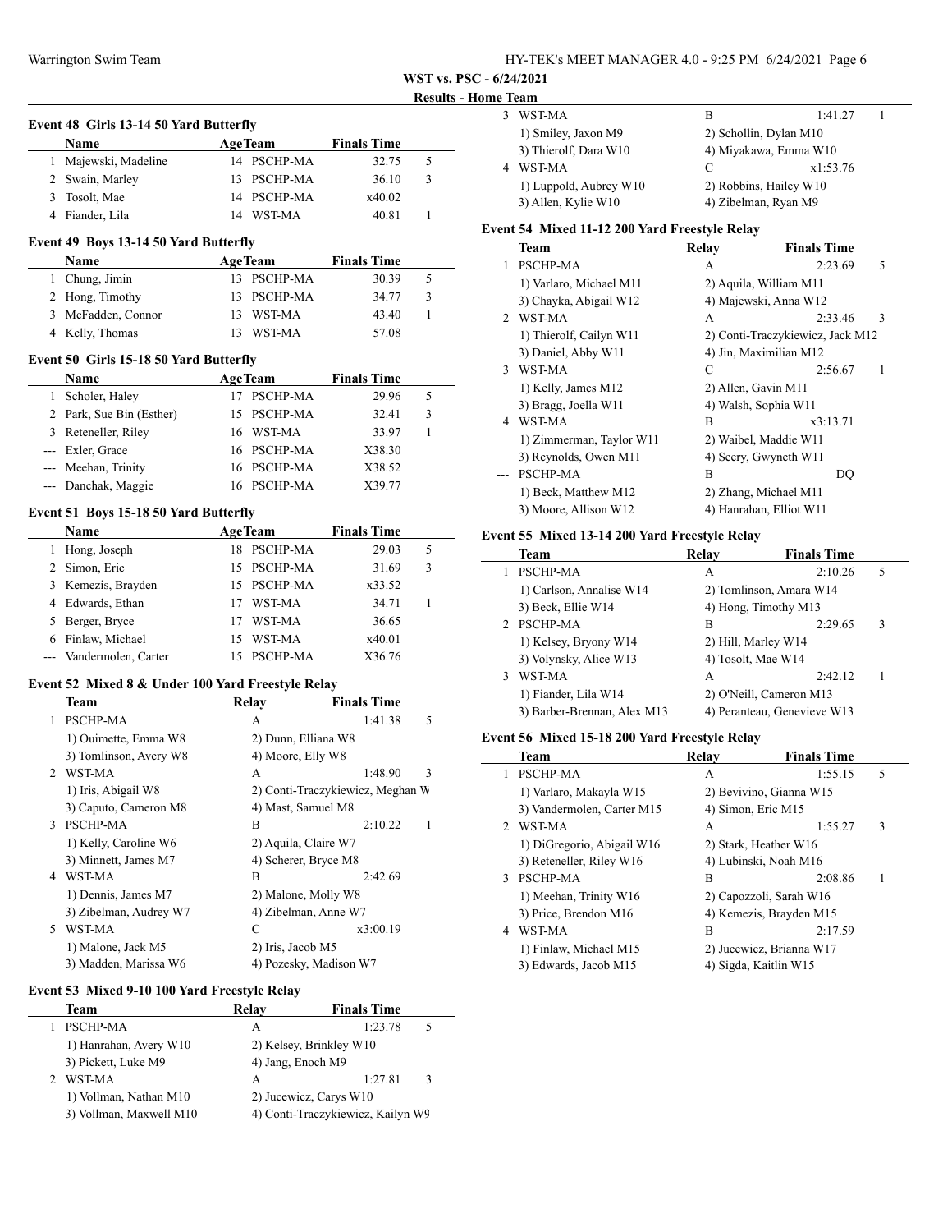**WST vs. PSC - 6/24/2021**

**Results - Home Team**

### Event 48 Girls 13-14 50 Yard Butterfly

| | Name | Age | Team | Finals Time | |
|---|---|---|---|---|---|
| 1 | Majewski, Madeline | 14 | PSCHP-MA | 32.75 | 5 |
| 2 | Swain, Marley | 13 | PSCHP-MA | 36.10 | 3 |
| 3 | Tosolt, Mae | 14 | PSCHP-MA | x40.02 | |
| 4 | Fiander, Lila | 14 | WST-MA | 40.81 | 1 |

### Event 49 Boys 13-14 50 Yard Butterfly

| | Name | Age | Team | Finals Time | |
|---|---|---|---|---|---|
| 1 | Chung, Jimin | 13 | PSCHP-MA | 30.39 | 5 |
| 2 | Hong, Timothy | 13 | PSCHP-MA | 34.77 | 3 |
| 3 | McFadden, Connor | 13 | WST-MA | 43.40 | 1 |
| 4 | Kelly, Thomas | 13 | WST-MA | 57.08 | |

### Event 50 Girls 15-18 50 Yard Butterfly

| | Name | Age | Team | Finals Time | |
|---|---|---|---|---|---|
| 1 | Scholer, Haley | 17 | PSCHP-MA | 29.96 | 5 |
| 2 | Park, Sue Bin (Esther) | 15 | PSCHP-MA | 32.41 | 3 |
| 3 | Reteneller, Riley | 16 | WST-MA | 33.97 | 1 |
| --- | Exler, Grace | 16 | PSCHP-MA | X38.30 | |
| --- | Meehan, Trinity | 16 | PSCHP-MA | X38.52 | |
| --- | Danchak, Maggie | 16 | PSCHP-MA | X39.77 | |

### Event 51 Boys 15-18 50 Yard Butterfly

| | Name | Age | Team | Finals Time | |
|---|---|---|---|---|---|
| 1 | Hong, Joseph | 18 | PSCHP-MA | 29.03 | 5 |
| 2 | Simon, Eric | 15 | PSCHP-MA | 31.69 | 3 |
| 3 | Kemezis, Brayden | 15 | PSCHP-MA | x33.52 | |
| 4 | Edwards, Ethan | 17 | WST-MA | 34.71 | 1 |
| 5 | Berger, Bryce | 17 | WST-MA | 36.65 | |
| 6 | Finlaw, Michael | 15 | WST-MA | x40.01 | |
| --- | Vandermolen, Carter | 15 | PSCHP-MA | X36.76 | |

### Event 52 Mixed 8 & Under 100 Yard Freestyle Relay

| | Team | Relay | Finals Time | |
|---|---|---|---|---|
| 1 | PSCHP-MA | A | 1:41.38 | 5 |
| | 1) Ouimette, Emma W8 | 2) Dunn, Elliana W8 | | |
| | 3) Tomlinson, Avery W8 | 4) Moore, Elly W8 | | |
| 2 | WST-MA | A | 1:48.90 | 3 |
| | 1) Iris, Abigail W8 | 2) Conti-Traczykiewicz, Meghan W | | |
| | 3) Caputo, Cameron M8 | 4) Mast, Samuel M8 | | |
| 3 | PSCHP-MA | B | 2:10.22 | 1 |
| | 1) Kelly, Caroline W6 | 2) Aquila, Claire W7 | | |
| | 3) Minnett, James M7 | 4) Scherer, Bryce M8 | | |
| 4 | WST-MA | B | 2:42.69 | |
| | 1) Dennis, James M7 | 2) Malone, Molly W8 | | |
| | 3) Zibelman, Audrey W7 | 4) Zibelman, Anne W7 | | |
| 5 | WST-MA | C | x3:00.19 | |
| | 1) Malone, Jack M5 | 2) Iris, Jacob M5 | | |
| | 3) Madden, Marissa W6 | 4) Pozesky, Madison W7 | | |

### Event 53 Mixed 9-10 100 Yard Freestyle Relay

| | Team | Relay | Finals Time | |
|---|---|---|---|---|
| 1 | PSCHP-MA | A | 1:23.78 | 5 |
| | 1) Hanrahan, Avery W10 | 2) Kelsey, Brinkley W10 | | |
| | 3) Pickett, Luke M9 | 4) Jang, Enoch M9 | | |
| 2 | WST-MA | A | 1:27.81 | 3 |
| | 1) Vollman, Nathan M10 | 2) Jucewicz, Carys W10 | | |
| | 3) Vollman, Maxwell M10 | 4) Conti-Traczykiewicz, Kailyn W9 | | |
| 3 | WST-MA | B | 1:41.27 | 1 |
| | 1) Smiley, Jaxon M9 | 2) Schollin, Dylan M10 | | |
| | 3) Thierolf, Dara W10 | 4) Miyakawa, Emma W10 | | |
| 4 | WST-MA | C | x1:53.76 | |
| | 1) Luppold, Aubrey W10 | 2) Robbins, Hailey W10 | | |
| | 3) Allen, Kylie W10 | 4) Zibelman, Ryan M9 | | |

### Event 54 Mixed 11-12 200 Yard Freestyle Relay

| | Team | Relay | Finals Time | |
|---|---|---|---|---|
| 1 | PSCHP-MA | A | 2:23.69 | 5 |
| | 1) Varlaro, Michael M11 | 2) Aquila, William M11 | | |
| | 3) Chayka, Abigail W12 | 4) Majewski, Anna W12 | | |
| 2 | WST-MA | A | 2:33.46 | 3 |
| | 1) Thierolf, Cailyn W11 | 2) Conti-Traczykiewicz, Jack M12 | | |
| | 3) Daniel, Abby W11 | 4) Jin, Maximilian M12 | | |
| 3 | WST-MA | C | 2:56.67 | 1 |
| | 1) Kelly, James M12 | 2) Allen, Gavin M11 | | |
| | 3) Bragg, Joella W11 | 4) Walsh, Sophia W11 | | |
| 4 | WST-MA | B | x3:13.71 | |
| | 1) Zimmerman, Taylor W11 | 2) Waibel, Maddie W11 | | |
| | 3) Reynolds, Owen M11 | 4) Seery, Gwyneth W11 | | |
| --- | PSCHP-MA | B | DQ | |
| | 1) Beck, Matthew M12 | 2) Zhang, Michael M11 | | |
| | 3) Moore, Allison W12 | 4) Hanrahan, Elliot W11 | | |

### Event 55 Mixed 13-14 200 Yard Freestyle Relay

| | Team | Relay | Finals Time | |
|---|---|---|---|---|
| 1 | PSCHP-MA | A | 2:10.26 | 5 |
| | 1) Carlson, Annalise W14 | 2) Tomlinson, Amara W14 | | |
| | 3) Beck, Ellie W14 | 4) Hong, Timothy M13 | | |
| 2 | PSCHP-MA | B | 2:29.65 | 3 |
| | 1) Kelsey, Bryony W14 | 2) Hill, Marley W14 | | |
| | 3) Volynsky, Alice W13 | 4) Tosolt, Mae W14 | | |
| 3 | WST-MA | A | 2:42.12 | 1 |
| | 1) Fiander, Lila W14 | 2) O'Neill, Cameron M13 | | |
| | 3) Barber-Brennan, Alex M13 | 4) Peranteau, Genevieve W13 | | |

### Event 56 Mixed 15-18 200 Yard Freestyle Relay

| | Team | Relay | Finals Time | |
|---|---|---|---|---|
| 1 | PSCHP-MA | A | 1:55.15 | 5 |
| | 1) Varlaro, Makayla W15 | 2) Bevivino, Gianna W15 | | |
| | 3) Vandermolen, Carter M15 | 4) Simon, Eric M15 | | |
| 2 | WST-MA | A | 1:55.27 | 3 |
| | 1) DiGregorio, Abigail W16 | 2) Stark, Heather W16 | | |
| | 3) Reteneller, Riley W16 | 4) Lubinski, Noah M16 | | |
| 3 | PSCHP-MA | B | 2:08.86 | 1 |
| | 1) Meehan, Trinity W16 | 2) Capozzoli, Sarah W16 | | |
| | 3) Price, Brendon M16 | 4) Kemezis, Brayden M15 | | |
| 4 | WST-MA | B | 2:17.59 | |
| | 1) Finlaw, Michael M15 | 2) Jucewicz, Brianna W17 | | |
| | 3) Edwards, Jacob M15 | 4) Sigda, Kaitlin W15 | | |